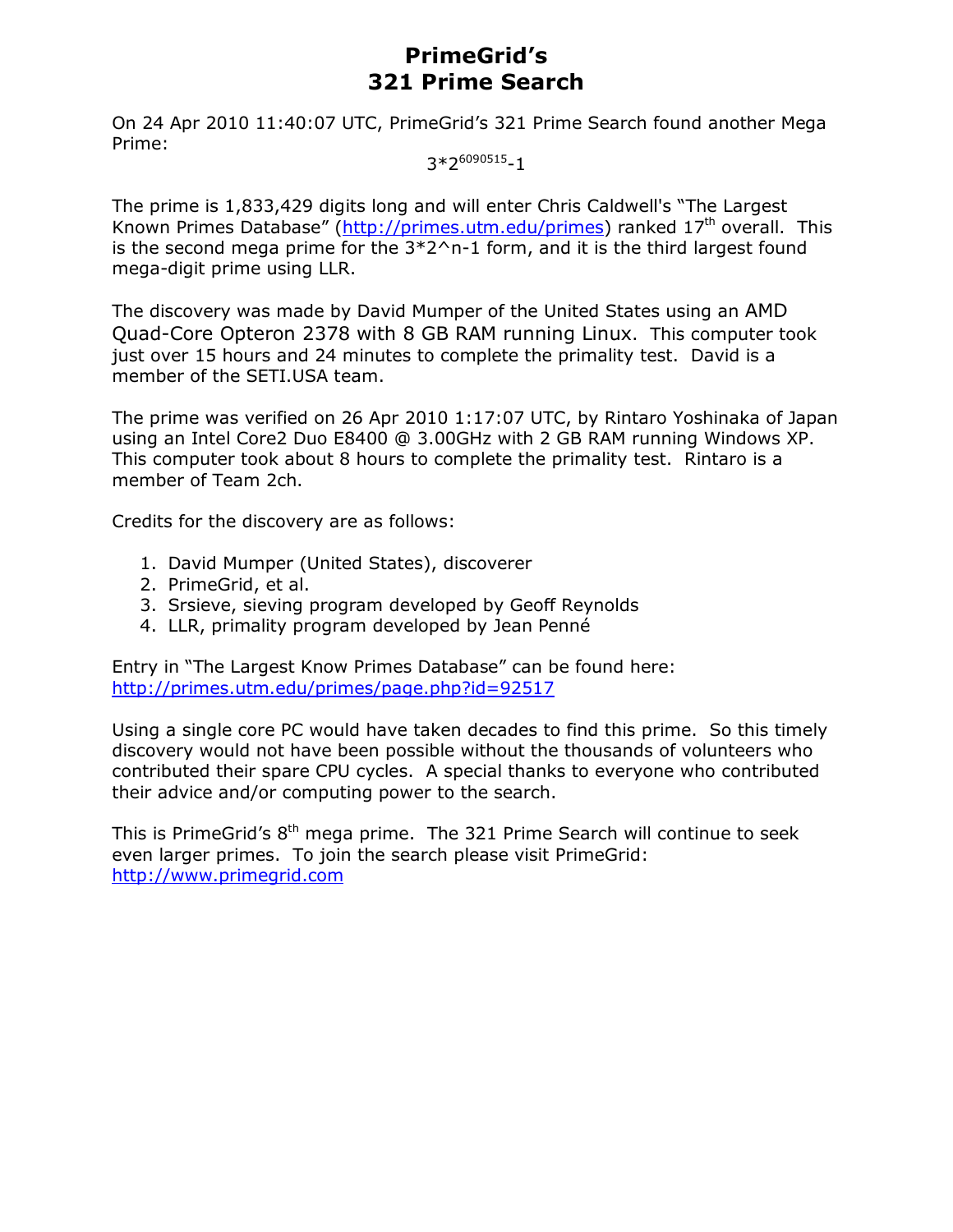# PrimeGrid's
# 321 Prime Search

On 24 Apr 2010 11:40:07 UTC, PrimeGrid's 321 Prime Search found another Mega Prime:

$$3*2^{6090515}-1$$

The prime is 1,833,429 digits long and will enter Chris Caldwell's "The Largest Known Primes Database" (http://primes.utm.edu/primes) ranked 17th overall. This is the second mega prime for the 3*2^n-1 form, and it is the third largest found mega-digit prime using LLR.

The discovery was made by David Mumper of the United States using an AMD Quad-Core Opteron 2378 with 8 GB RAM running Linux. This computer took just over 15 hours and 24 minutes to complete the primality test. David is a member of the SETI.USA team.

The prime was verified on 26 Apr 2010 1:17:07 UTC, by Rintaro Yoshinaka of Japan using an Intel Core2 Duo E8400 @ 3.00GHz with 2 GB RAM running Windows XP. This computer took about 8 hours to complete the primality test. Rintaro is a member of Team 2ch.

Credits for the discovery are as follows:

1. David Mumper (United States), discoverer
2. PrimeGrid, et al.
3. Srsieve, sieving program developed by Geoff Reynolds
4. LLR, primality program developed by Jean Penné

Entry in "The Largest Know Primes Database" can be found here:
http://primes.utm.edu/primes/page.php?id=92517

Using a single core PC would have taken decades to find this prime. So this timely discovery would not have been possible without the thousands of volunteers who contributed their spare CPU cycles. A special thanks to everyone who contributed their advice and/or computing power to the search.

This is PrimeGrid's 8th mega prime. The 321 Prime Search will continue to seek even larger primes. To join the search please visit PrimeGrid:
http://www.primegrid.com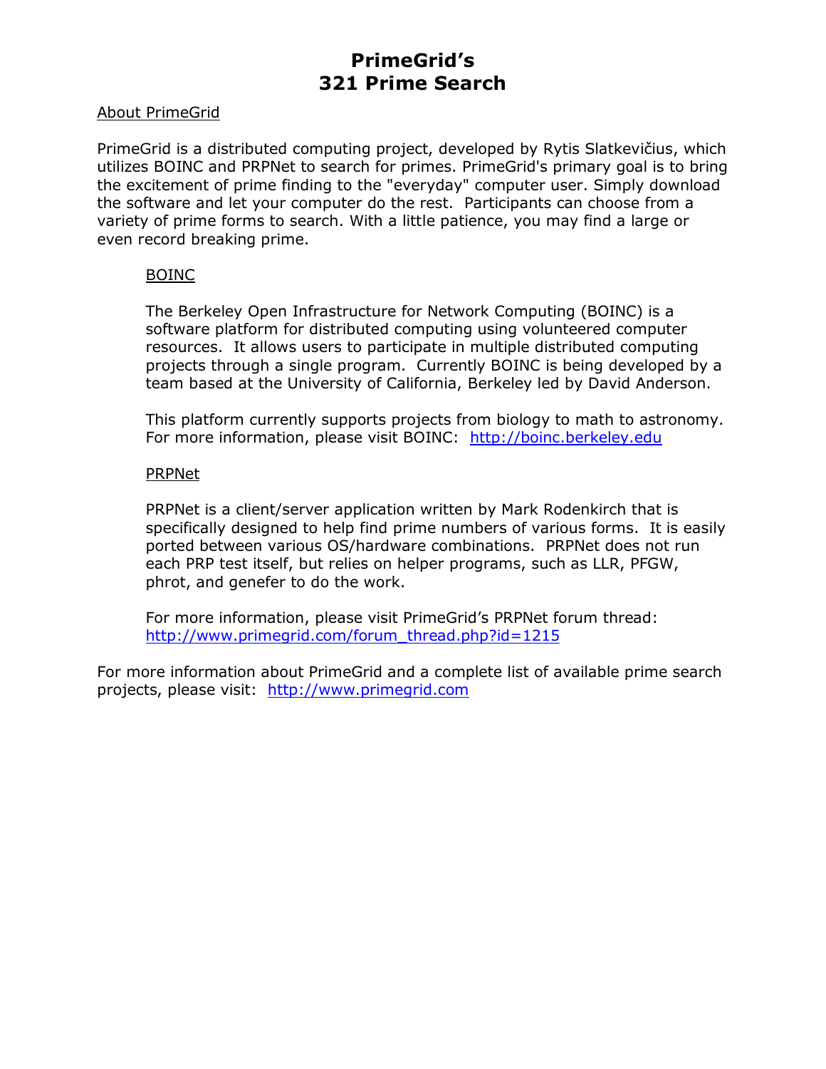# PrimeGrid's
# 321 Prime Search

## About PrimeGrid

PrimeGrid is a distributed computing project, developed by Rytis Slatkevičius, which utilizes BOINC and PRPNet to search for primes. PrimeGrid's primary goal is to bring the excitement of prime finding to the "everyday" computer user. Simply download the software and let your computer do the rest. Participants can choose from a variety of prime forms to search. With a little patience, you may find a large or even record breaking prime.

### BOINC

The Berkeley Open Infrastructure for Network Computing (BOINC) is a software platform for distributed computing using volunteered computer resources. It allows users to participate in multiple distributed computing projects through a single program. Currently BOINC is being developed by a team based at the University of California, Berkeley led by David Anderson.

This platform currently supports projects from biology to math to astronomy. For more information, please visit BOINC: http://boinc.berkeley.edu

### PRPNet

PRPNet is a client/server application written by Mark Rodenkirch that is specifically designed to help find prime numbers of various forms. It is easily ported between various OS/hardware combinations. PRPNet does not run each PRP test itself, but relies on helper programs, such as LLR, PFGW, phrot, and genefer to do the work.

For more information, please visit PrimeGrid's PRPNet forum thread: http://www.primegrid.com/forum_thread.php?id=1215

For more information about PrimeGrid and a complete list of available prime search projects, please visit: http://www.primegrid.com